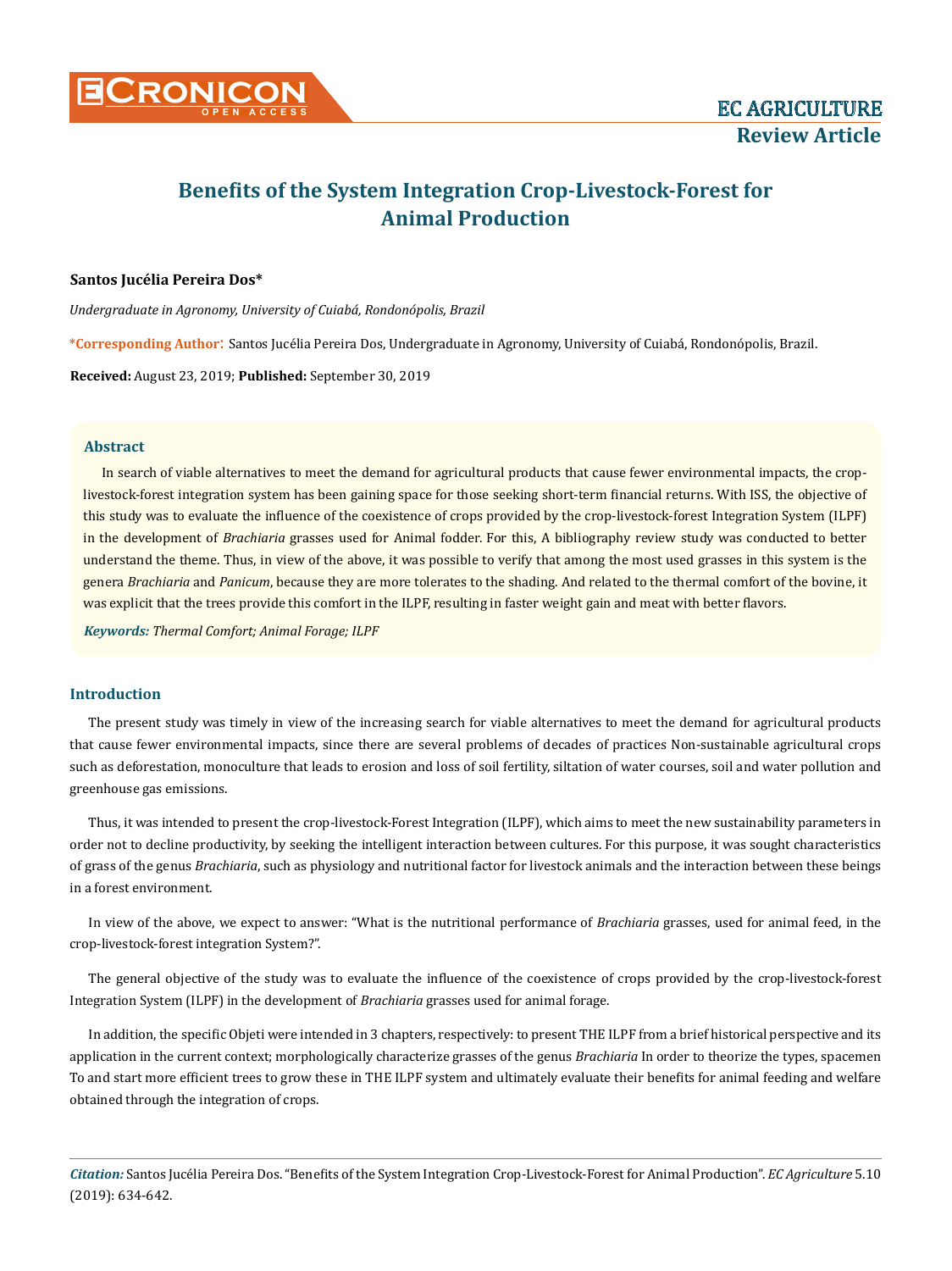# Benefits of the System Integration Crop-Livestock-Forest for Animal Production

**Santos Jucélia Pereira Dos***

*Undergraduate in Agronomy, University of Cuiabá, Rondonópolis, Brazil*

**\*Corresponding Author**: Santos Jucélia Pereira Dos, Undergraduate in Agronomy, University of Cuiabá, Rondonópolis, Brazil.

**Received:** August 23, 2019; **Published:** September 30, 2019

## Abstract

In search of viable alternatives to meet the demand for agricultural products that cause fewer environmental impacts, the crop-livestock-forest integration system has been gaining space for those seeking short-term financial returns. With ISS, the objective of this study was to evaluate the influence of the coexistence of crops provided by the crop-livestock-forest Integration System (ILPF) in the development of *Brachiaria* grasses used for Animal fodder. For this, A bibliography review study was conducted to better understand the theme. Thus, in view of the above, it was possible to verify that among the most used grasses in this system is the genera *Brachiaria* and *Panicum*, because they are more tolerates to the shading. And related to the thermal comfort of the bovine, it was explicit that the trees provide this comfort in the ILPF, resulting in faster weight gain and meat with better flavors.

***Keywords:*** *Thermal Comfort; Animal Forage; ILPF*

## Introduction

The present study was timely in view of the increasing search for viable alternatives to meet the demand for agricultural products that cause fewer environmental impacts, since there are several problems of decades of practices Non-sustainable agricultural crops such as deforestation, monoculture that leads to erosion and loss of soil fertility, siltation of water courses, soil and water pollution and greenhouse gas emissions.

Thus, it was intended to present the crop-livestock-Forest Integration (ILPF), which aims to meet the new sustainability parameters in order not to decline productivity, by seeking the intelligent interaction between cultures. For this purpose, it was sought characteristics of grass of the genus *Brachiaria*, such as physiology and nutritional factor for livestock animals and the interaction between these beings in a forest environment.

In view of the above, we expect to answer: "What is the nutritional performance of *Brachiaria* grasses, used for animal feed, in the crop-livestock-forest integration System?".

The general objective of the study was to evaluate the influence of the coexistence of crops provided by the crop-livestock-forest Integration System (ILPF) in the development of *Brachiaria* grasses used for animal forage.

In addition, the specific Objeti were intended in 3 chapters, respectively: to present THE ILPF from a brief historical perspective and its application in the current context; morphologically characterize grasses of the genus *Brachiaria* In order to theorize the types, spacemen To and start more efficient trees to grow these in THE ILPF system and ultimately evaluate their benefits for animal feeding and welfare obtained through the integration of crops.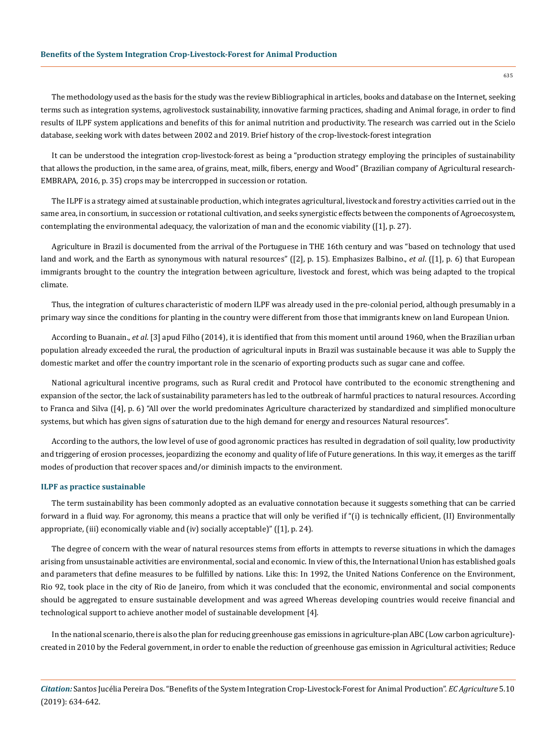The methodology used as the basis for the study was the review Bibliographical in articles, books and database on the Internet, seeking terms such as integration systems, agrolivestock sustainability, innovative farming practices, shading and Animal forage, in order to find results of ILPF system applications and benefits of this for animal nutrition and productivity. The research was carried out in the Scielo database, seeking work with dates between 2002 and 2019. Brief history of the crop-livestock-forest integration

It can be understood the integration crop-livestock-forest as being a "production strategy employing the principles of sustainability that allows the production, in the same area, of grains, meat, milk, fibers, energy and Wood" (Brazilian company of Agricultural research-EMBRAPA, 2016, p. 35) crops may be intercropped in succession or rotation.

The ILPF is a strategy aimed at sustainable production, which integrates agricultural, livestock and forestry activities carried out in the same area, in consortium, in succession or rotational cultivation, and seeks synergistic effects between the components of Agroecosystem, contemplating the environmental adequacy, the valorization of man and the economic viability ([1], p. 27).

Agriculture in Brazil is documented from the arrival of the Portuguese in THE 16th century and was "based on technology that used land and work, and the Earth as synonymous with natural resources" ([2], p. 15). Emphasizes Balbino., *et al*. ([1], p. 6) that European immigrants brought to the country the integration between agriculture, livestock and forest, which was being adapted to the tropical climate.

Thus, the integration of cultures characteristic of modern ILPF was already used in the pre-colonial period, although presumably in a primary way since the conditions for planting in the country were different from those that immigrants knew on land European Union.

According to Buanain., *et al*. [3] apud Filho (2014), it is identified that from this moment until around 1960, when the Brazilian urban population already exceeded the rural, the production of agricultural inputs in Brazil was sustainable because it was able to Supply the domestic market and offer the country important role in the scenario of exporting products such as sugar cane and coffee.

National agricultural incentive programs, such as Rural credit and Protocol have contributed to the economic strengthening and expansion of the sector, the lack of sustainability parameters has led to the outbreak of harmful practices to natural resources. According to Franca and Silva ([4], p. 6) "All over the world predominates Agriculture characterized by standardized and simplified monoculture systems, but which has given signs of saturation due to the high demand for energy and resources Natural resources".

According to the authors, the low level of use of good agronomic practices has resulted in degradation of soil quality, low productivity and triggering of erosion processes, jeopardizing the economy and quality of life of Future generations. In this way, it emerges as the tariff modes of production that recover spaces and/or diminish impacts to the environment.

### ILPF as practice sustainable

The term sustainability has been commonly adopted as an evaluative connotation because it suggests something that can be carried forward in a fluid way. For agronomy, this means a practice that will only be verified if "(i) is technically efficient, (II) Environmentally appropriate, (iii) economically viable and (iv) socially acceptable)" ([1], p. 24).

The degree of concern with the wear of natural resources stems from efforts in attempts to reverse situations in which the damages arising from unsustainable activities are environmental, social and economic. In view of this, the International Union has established goals and parameters that define measures to be fulfilled by nations. Like this: In 1992, the United Nations Conference on the Environment, Rio 92, took place in the city of Rio de Janeiro, from which it was concluded that the economic, environmental and social components should be aggregated to ensure sustainable development and was agreed Whereas developing countries would receive financial and technological support to achieve another model of sustainable development [4].

In the national scenario, there is also the plan for reducing greenhouse gas emissions in agriculture-plan ABC (Low carbon agriculture)-created in 2010 by the Federal government, in order to enable the reduction of greenhouse gas emission in Agricultural activities; Reduce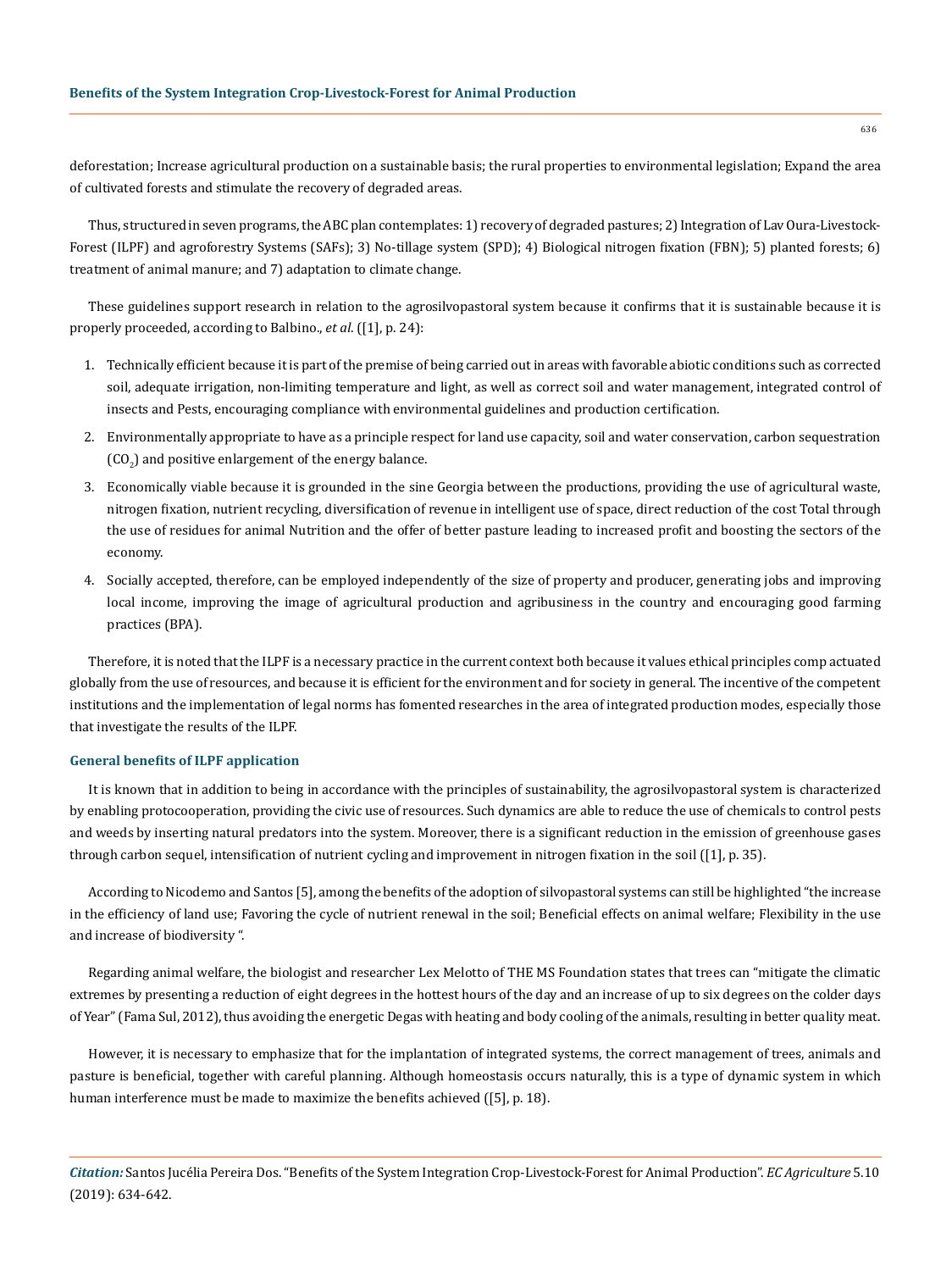deforestation; Increase agricultural production on a sustainable basis; the rural properties to environmental legislation; Expand the area of cultivated forests and stimulate the recovery of degraded areas.

Thus, structured in seven programs, the ABC plan contemplates: 1) recovery of degraded pastures; 2) Integration of Lav Oura-Livestock-Forest (ILPF) and agroforestry Systems (SAFs); 3) No-tillage system (SPD); 4) Biological nitrogen fixation (FBN); 5) planted forests; 6) treatment of animal manure; and 7) adaptation to climate change.

These guidelines support research in relation to the agrosilvopastoral system because it confirms that it is sustainable because it is properly proceeded, according to Balbino., *et al*. ([1], p. 24):

1. Technically efficient because it is part of the premise of being carried out in areas with favorable abiotic conditions such as corrected soil, adequate irrigation, non-limiting temperature and light, as well as correct soil and water management, integrated control of insects and Pests, encouraging compliance with environmental guidelines and production certification.
2. Environmentally appropriate to have as a principle respect for land use capacity, soil and water conservation, carbon sequestration ($CO_2$) and positive enlargement of the energy balance.
3. Economically viable because it is grounded in the sine Georgia between the productions, providing the use of agricultural waste, nitrogen fixation, nutrient recycling, diversification of revenue in intelligent use of space, direct reduction of the cost Total through the use of residues for animal Nutrition and the offer of better pasture leading to increased profit and boosting the sectors of the economy.
4. Socially accepted, therefore, can be employed independently of the size of property and producer, generating jobs and improving local income, improving the image of agricultural production and agribusiness in the country and encouraging good farming practices (BPA).

Therefore, it is noted that the ILPF is a necessary practice in the current context both because it values ethical principles comp actuated globally from the use of resources, and because it is efficient for the environment and for society in general. The incentive of the competent institutions and the implementation of legal norms has fomented researches in the area of integrated production modes, especially those that investigate the results of the ILPF.

### General benefits of ILPF application

It is known that in addition to being in accordance with the principles of sustainability, the agrosilvopastoral system is characterized by enabling protocooperation, providing the civic use of resources. Such dynamics are able to reduce the use of chemicals to control pests and weeds by inserting natural predators into the system. Moreover, there is a significant reduction in the emission of greenhouse gases through carbon sequel, intensification of nutrient cycling and improvement in nitrogen fixation in the soil ([1], p. 35).

According to Nicodemo and Santos [5], among the benefits of the adoption of silvopastoral systems can still be highlighted "the increase in the efficiency of land use; Favoring the cycle of nutrient renewal in the soil; Beneficial effects on animal welfare; Flexibility in the use and increase of biodiversity ".

Regarding animal welfare, the biologist and researcher Lex Melotto of THE MS Foundation states that trees can "mitigate the climatic extremes by presenting a reduction of eight degrees in the hottest hours of the day and an increase of up to six degrees on the colder days of Year" (Fama Sul, 2012), thus avoiding the energetic Degas with heating and body cooling of the animals, resulting in better quality meat.

However, it is necessary to emphasize that for the implantation of integrated systems, the correct management of trees, animals and pasture is beneficial, together with careful planning. Although homeostasis occurs naturally, this is a type of dynamic system in which human interference must be made to maximize the benefits achieved ([5], p. 18).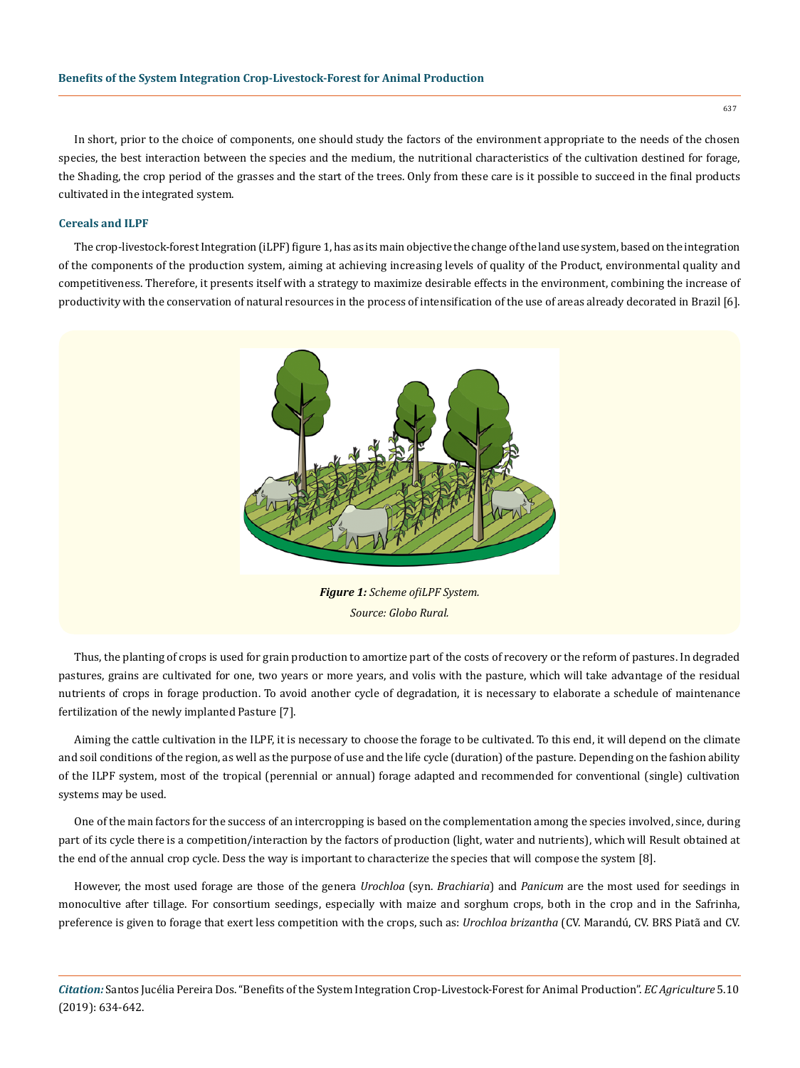In short, prior to the choice of components, one should study the factors of the environment appropriate to the needs of the chosen species, the best interaction between the species and the medium, the nutritional characteristics of the cultivation destined for forage, the Shading, the crop period of the grasses and the start of the trees. Only from these care is it possible to succeed in the final products cultivated in the integrated system.

### Cereals and ILPF

The crop-livestock-forest Integration (iLPF) figure 1, has as its main objective the change of the land use system, based on the integration of the components of the production system, aiming at achieving increasing levels of quality of the Product, environmental quality and competitiveness. Therefore, it presents itself with a strategy to maximize desirable effects in the environment, combining the increase of productivity with the conservation of natural resources in the process of intensification of the use of areas already decorated in Brazil [6].

***Figure 1:*** *Scheme ofiLPF System.*
*Source: Globo Rural.*

Thus, the planting of crops is used for grain production to amortize part of the costs of recovery or the reform of pastures. In degraded pastures, grains are cultivated for one, two years or more years, and volis with the pasture, which will take advantage of the residual nutrients of crops in forage production. To avoid another cycle of degradation, it is necessary to elaborate a schedule of maintenance fertilization of the newly implanted Pasture [7].

Aiming the cattle cultivation in the ILPF, it is necessary to choose the forage to be cultivated. To this end, it will depend on the climate and soil conditions of the region, as well as the purpose of use and the life cycle (duration) of the pasture. Depending on the fashion ability of the ILPF system, most of the tropical (perennial or annual) forage adapted and recommended for conventional (single) cultivation systems may be used.

One of the main factors for the success of an intercropping is based on the complementation among the species involved, since, during part of its cycle there is a competition/interaction by the factors of production (light, water and nutrients), which will Result obtained at the end of the annual crop cycle. Dess the way is important to characterize the species that will compose the system [8].

However, the most used forage are those of the genera *Urochloa* (syn. *Brachiaria*) and *Panicum* are the most used for seedings in monocultive after tillage. For consortium seedings, especially with maize and sorghum crops, both in the crop and in the Safrinha, preference is given to forage that exert less competition with the crops, such as: *Urochloa brizantha* (CV. Marandú, CV. BRS Piatã and CV.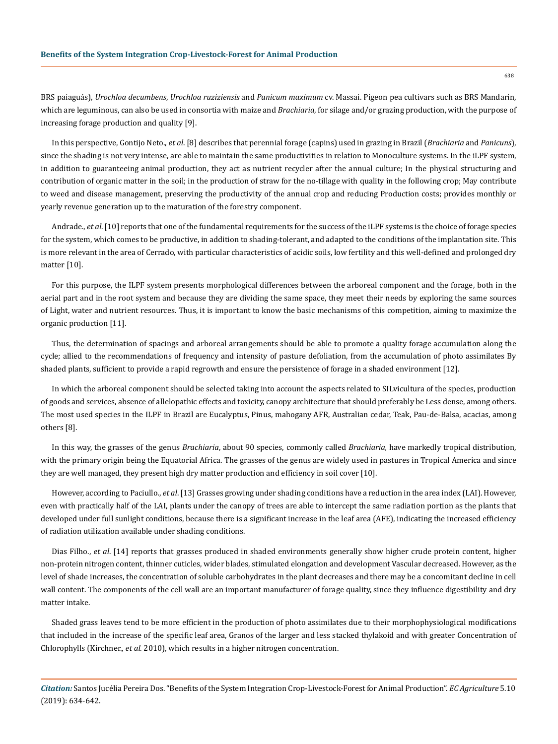BRS paiaguás), *Urochloa decumbens*, *Urochloa ruziziensis* and *Panicum maximum* cv. Massai. Pigeon pea cultivars such as BRS Mandarin, which are leguminous, can also be used in consortia with maize and *Brachiaria*, for silage and/or grazing production, with the purpose of increasing forage production and quality [9].

In this perspective, Gontijo Neto., *et al*. [8] describes that perennial forage (capins) used in grazing in Brazil (*Brachiaria* and *Panicuns*), since the shading is not very intense, are able to maintain the same productivities in relation to Monoculture systems. In the iLPF system, in addition to guaranteeing animal production, they act as nutrient recycler after the annual culture; In the physical structuring and contribution of organic matter in the soil; in the production of straw for the no-tillage with quality in the following crop; May contribute to weed and disease management, preserving the productivity of the annual crop and reducing Production costs; provides monthly or yearly revenue generation up to the maturation of the forestry component.

Andrade., *et al*. [10] reports that one of the fundamental requirements for the success of the iLPF systems is the choice of forage species for the system, which comes to be productive, in addition to shading-tolerant, and adapted to the conditions of the implantation site. This is more relevant in the area of Cerrado, with particular characteristics of acidic soils, low fertility and this well-defined and prolonged dry matter [10].

For this purpose, the ILPF system presents morphological differences between the arboreal component and the forage, both in the aerial part and in the root system and because they are dividing the same space, they meet their needs by exploring the same sources of Light, water and nutrient resources. Thus, it is important to know the basic mechanisms of this competition, aiming to maximize the organic production [11].

Thus, the determination of spacings and arboreal arrangements should be able to promote a quality forage accumulation along the cycle; allied to the recommendations of frequency and intensity of pasture defoliation, from the accumulation of photo assimilates By shaded plants, sufficient to provide a rapid regrowth and ensure the persistence of forage in a shaded environment [12].

In which the arboreal component should be selected taking into account the aspects related to SILvicultura of the species, production of goods and services, absence of allelopathic effects and toxicity, canopy architecture that should preferably be Less dense, among others. The most used species in the ILPF in Brazil are Eucalyptus, Pinus, mahogany AFR, Australian cedar, Teak, Pau-de-Balsa, acacias, among others [8].

In this way, the grasses of the genus *Brachiaria*, about 90 species, commonly called *Brachiaria,* have markedly tropical distribution, with the primary origin being the Equatorial Africa. The grasses of the genus are widely used in pastures in Tropical America and since they are well managed, they present high dry matter production and efficiency in soil cover [10].

However, according to Paciullo., *et al*. [13] Grasses growing under shading conditions have a reduction in the area index (LAI). However, even with practically half of the LAI, plants under the canopy of trees are able to intercept the same radiation portion as the plants that developed under full sunlight conditions, because there is a significant increase in the leaf area (AFE), indicating the increased efficiency of radiation utilization available under shading conditions.

Dias Filho., *et al*. [14] reports that grasses produced in shaded environments generally show higher crude protein content, higher non-protein nitrogen content, thinner cuticles, wider blades, stimulated elongation and development Vascular decreased. However, as the level of shade increases, the concentration of soluble carbohydrates in the plant decreases and there may be a concomitant decline in cell wall content. The components of the cell wall are an important manufacturer of forage quality, since they influence digestibility and dry matter intake.

Shaded grass leaves tend to be more efficient in the production of photo assimilates due to their morphophysiological modifications that included in the increase of the specific leaf area, Granos of the larger and less stacked thylakoid and with greater Concentration of Chlorophylls (Kirchner., *et al.* 2010), which results in a higher nitrogen concentration.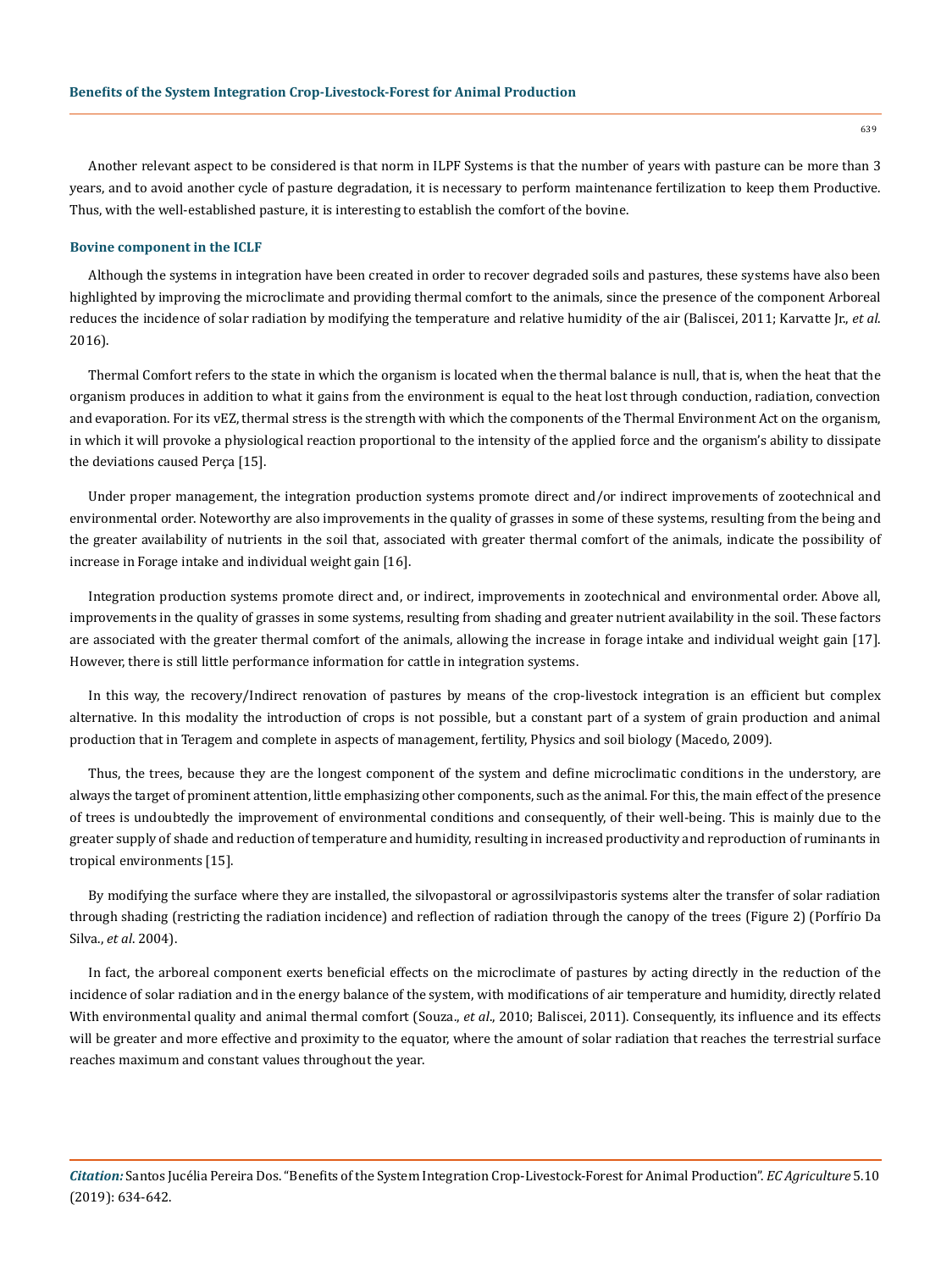Another relevant aspect to be considered is that norm in ILPF Systems is that the number of years with pasture can be more than 3 years, and to avoid another cycle of pasture degradation, it is necessary to perform maintenance fertilization to keep them Productive. Thus, with the well-established pasture, it is interesting to establish the comfort of the bovine.

### Bovine component in the ICLF

Although the systems in integration have been created in order to recover degraded soils and pastures, these systems have also been highlighted by improving the microclimate and providing thermal comfort to the animals, since the presence of the component Arboreal reduces the incidence of solar radiation by modifying the temperature and relative humidity of the air (Baliscei, 2011; Karvatte Jr., *et al*. 2016).

Thermal Comfort refers to the state in which the organism is located when the thermal balance is null, that is, when the heat that the organism produces in addition to what it gains from the environment is equal to the heat lost through conduction, radiation, convection and evaporation. For its vEZ, thermal stress is the strength with which the components of the Thermal Environment Act on the organism, in which it will provoke a physiological reaction proportional to the intensity of the applied force and the organism's ability to dissipate the deviations caused Perça [15].

Under proper management, the integration production systems promote direct and/or indirect improvements of zootechnical and environmental order. Noteworthy are also improvements in the quality of grasses in some of these systems, resulting from the being and the greater availability of nutrients in the soil that, associated with greater thermal comfort of the animals, indicate the possibility of increase in Forage intake and individual weight gain [16].

Integration production systems promote direct and, or indirect, improvements in zootechnical and environmental order. Above all, improvements in the quality of grasses in some systems, resulting from shading and greater nutrient availability in the soil. These factors are associated with the greater thermal comfort of the animals, allowing the increase in forage intake and individual weight gain [17]. However, there is still little performance information for cattle in integration systems.

In this way, the recovery/Indirect renovation of pastures by means of the crop-livestock integration is an efficient but complex alternative. In this modality the introduction of crops is not possible, but a constant part of a system of grain production and animal production that in Teragem and complete in aspects of management, fertility, Physics and soil biology (Macedo, 2009).

Thus, the trees, because they are the longest component of the system and define microclimatic conditions in the understory, are always the target of prominent attention, little emphasizing other components, such as the animal. For this, the main effect of the presence of trees is undoubtedly the improvement of environmental conditions and consequently, of their well-being. This is mainly due to the greater supply of shade and reduction of temperature and humidity, resulting in increased productivity and reproduction of ruminants in tropical environments [15].

By modifying the surface where they are installed, the silvopastoral or agrossilvipastoris systems alter the transfer of solar radiation through shading (restricting the radiation incidence) and reflection of radiation through the canopy of the trees (Figure 2) (Porfírio Da Silva., *et al*. 2004).

In fact, the arboreal component exerts beneficial effects on the microclimate of pastures by acting directly in the reduction of the incidence of solar radiation and in the energy balance of the system, with modifications of air temperature and humidity, directly related With environmental quality and animal thermal comfort (Souza., *et al*., 2010; Baliscei, 2011). Consequently, its influence and its effects will be greater and more effective and proximity to the equator, where the amount of solar radiation that reaches the terrestrial surface reaches maximum and constant values throughout the year.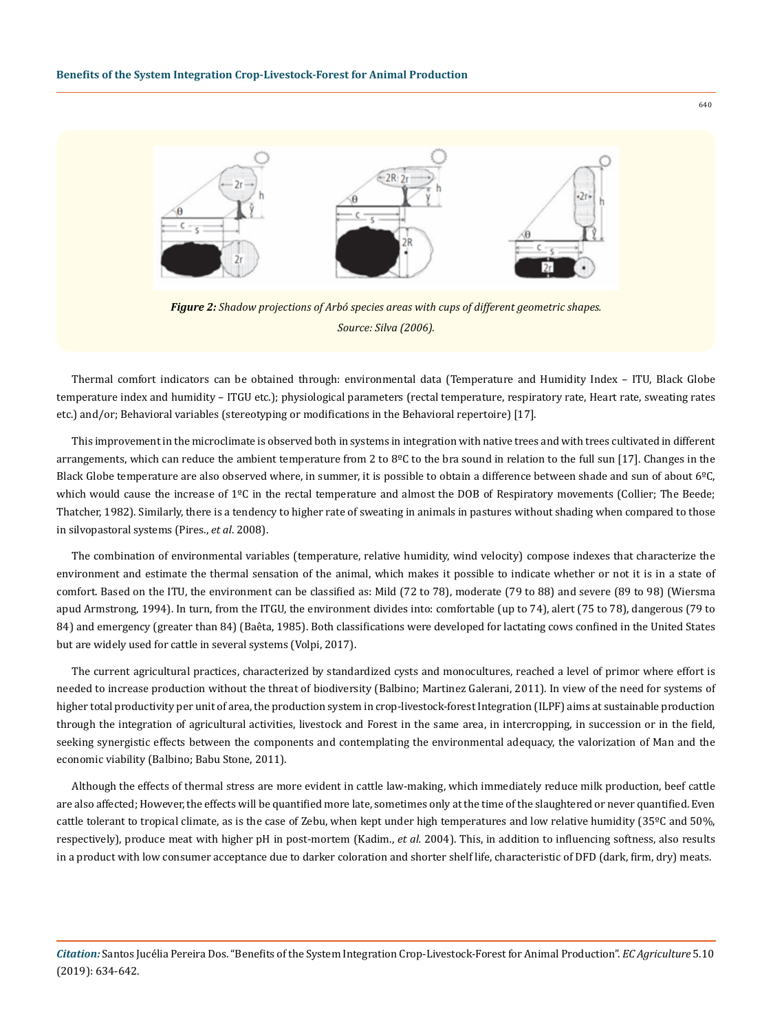*Figure 2: Shadow projections of Arbó species areas with cups of different geometric shapes.*

*Source: Silva (2006).*

Thermal comfort indicators can be obtained through: environmental data (Temperature and Humidity Index – ITU, Black Globe temperature index and humidity – ITGU etc.); physiological parameters (rectal temperature, respiratory rate, Heart rate, sweating rates etc.) and/or; Behavioral variables (stereotyping or modifications in the Behavioral repertoire) [17].

This improvement in the microclimate is observed both in systems in integration with native trees and with trees cultivated in different arrangements, which can reduce the ambient temperature from 2 to 8ºC to the bra sound in relation to the full sun [17]. Changes in the Black Globe temperature are also observed where, in summer, it is possible to obtain a difference between shade and sun of about 6ºC, which would cause the increase of 1ºC in the rectal temperature and almost the DOB of Respiratory movements (Collier; The Beede; Thatcher, 1982). Similarly, there is a tendency to higher rate of sweating in animals in pastures without shading when compared to those in silvopastoral systems (Pires., *et al*. 2008).

The combination of environmental variables (temperature, relative humidity, wind velocity) compose indexes that characterize the environment and estimate the thermal sensation of the animal, which makes it possible to indicate whether or not it is in a state of comfort. Based on the ITU, the environment can be classified as: Mild (72 to 78), moderate (79 to 88) and severe (89 to 98) (Wiersma apud Armstrong, 1994). In turn, from the ITGU, the environment divides into: comfortable (up to 74), alert (75 to 78), dangerous (79 to 84) and emergency (greater than 84) (Baêta, 1985). Both classifications were developed for lactating cows confined in the United States but are widely used for cattle in several systems (Volpi, 2017).

The current agricultural practices, characterized by standardized cysts and monocultures, reached a level of primor where effort is needed to increase production without the threat of biodiversity (Balbino; Martinez Galerani, 2011). In view of the need for systems of higher total productivity per unit of area, the production system in crop-livestock-forest Integration (ILPF) aims at sustainable production through the integration of agricultural activities, livestock and Forest in the same area, in intercropping, in succession or in the field, seeking synergistic effects between the components and contemplating the environmental adequacy, the valorization of Man and the economic viability (Balbino; Babu Stone, 2011).

Although the effects of thermal stress are more evident in cattle law-making, which immediately reduce milk production, beef cattle are also affected; However, the effects will be quantified more late, sometimes only at the time of the slaughtered or never quantified. Even cattle tolerant to tropical climate, as is the case of Zebu, when kept under high temperatures and low relative humidity (35ºC and 50%, respectively), produce meat with higher pH in post-mortem (Kadim., *et al*. 2004). This, in addition to influencing softness, also results in a product with low consumer acceptance due to darker coloration and shorter shelf life, characteristic of DFD (dark, firm, dry) meats.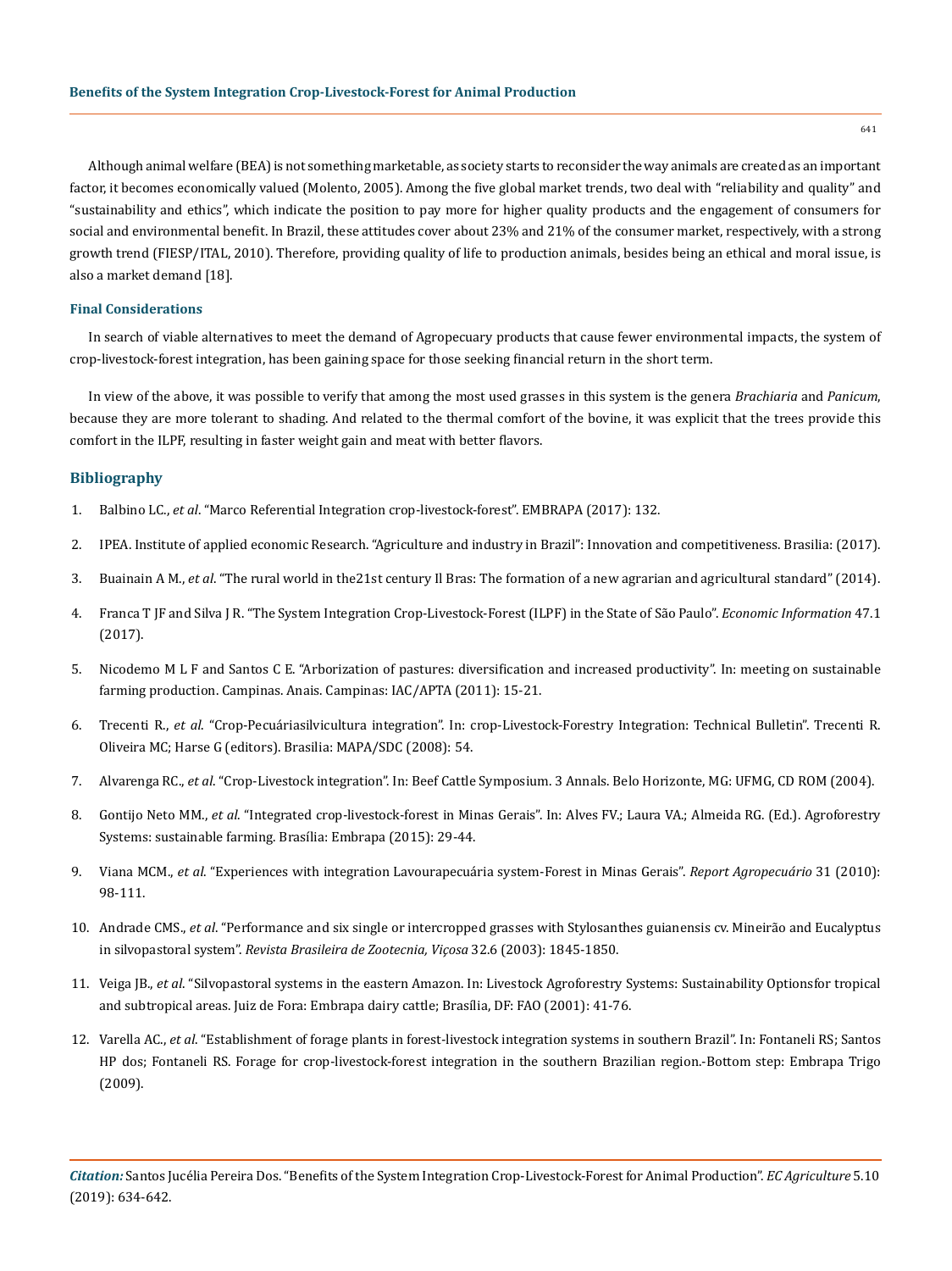Although animal welfare (BEA) is not something marketable, as society starts to reconsider the way animals are created as an important factor, it becomes economically valued (Molento, 2005). Among the five global market trends, two deal with "reliability and quality" and "sustainability and ethics", which indicate the position to pay more for higher quality products and the engagement of consumers for social and environmental benefit. In Brazil, these attitudes cover about 23% and 21% of the consumer market, respectively, with a strong growth trend (FIESP/ITAL, 2010). Therefore, providing quality of life to production animals, besides being an ethical and moral issue, is also a market demand [18].

### Final Considerations

In search of viable alternatives to meet the demand of Agropecuary products that cause fewer environmental impacts, the system of crop-livestock-forest integration, has been gaining space for those seeking financial return in the short term.

In view of the above, it was possible to verify that among the most used grasses in this system is the genera *Brachiaria* and *Panicum*, because they are more tolerant to shading. And related to the thermal comfort of the bovine, it was explicit that the trees provide this comfort in the ILPF, resulting in faster weight gain and meat with better flavors.

## Bibliography

1. Balbino LC., *et al*. "Marco Referential Integration crop-livestock-forest". EMBRAPA (2017): 132.
2. IPEA. Institute of applied economic Research. "Agriculture and industry in Brazil": Innovation and competitiveness. Brasilia: (2017).
3. Buainain A M., *et al*. "The rural world in the21st century Il Bras: The formation of a new agrarian and agricultural standard" (2014).
4. Franca T JF and Silva J R. "The System Integration Crop-Livestock-Forest (ILPF) in the State of São Paulo". *Economic Information* 47.1 (2017).
5. Nicodemo M L F and Santos C E. "Arborization of pastures: diversification and increased productivity". In: meeting on sustainable farming production. Campinas. Anais. Campinas: IAC/APTA (2011): 15-21.
6. Trecenti R., *et al*. "Crop-Pecuáriasilvicultura integration". In: crop-Livestock-Forestry Integration: Technical Bulletin". Trecenti R. Oliveira MC; Harse G (editors). Brasilia: MAPA/SDC (2008): 54.
7. Alvarenga RC., *et al*. "Crop-Livestock integration". In: Beef Cattle Symposium. 3 Annals. Belo Horizonte, MG: UFMG, CD ROM (2004).
8. Gontijo Neto MM., *et al*. "Integrated crop-livestock-forest in Minas Gerais". In: Alves FV.; Laura VA.; Almeida RG. (Ed.). Agroforestry Systems: sustainable farming. Brasília: Embrapa (2015): 29-44.
9. Viana MCM., *et al*. "Experiences with integration Lavourapecuária system-Forest in Minas Gerais". *Report Agropecuário* 31 (2010): 98-111.
10. Andrade CMS., *et al*. "Performance and six single or intercropped grasses with Stylosanthes guianensis cv. Mineirão and Eucalyptus in silvopastoral system". *Revista Brasileira de Zootecnia, Viçosa* 32.6 (2003): 1845-1850.
11. Veiga JB., *et al*. "Silvopastoral systems in the eastern Amazon. In: Livestock Agroforestry Systems: Sustainability Optionsfor tropical and subtropical areas. Juiz de Fora: Embrapa dairy cattle; Brasília, DF: FAO (2001): 41-76.
12. Varella AC., *et al*. "Establishment of forage plants in forest-livestock integration systems in southern Brazil". In: Fontaneli RS; Santos HP dos; Fontaneli RS. Forage for crop-livestock-forest integration in the southern Brazilian region.-Bottom step: Embrapa Trigo (2009).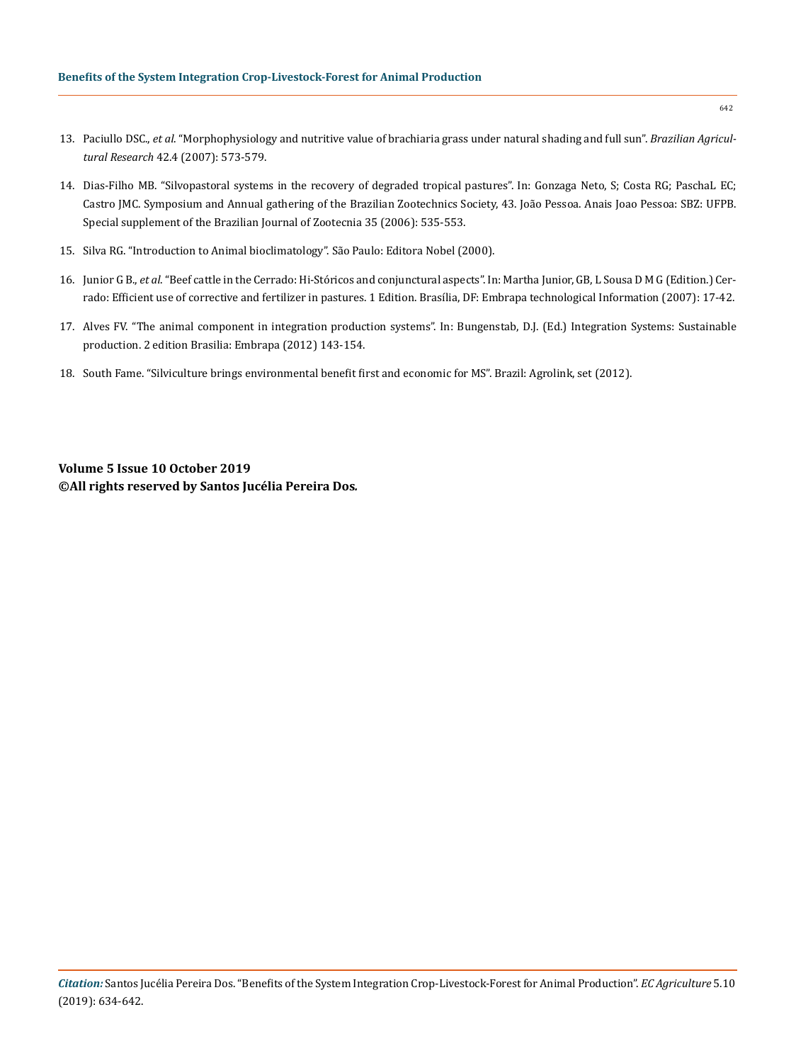13. Paciullo DSC., *et al*. "Morphophysiology and nutritive value of brachiaria grass under natural shading and full sun". *Brazilian Agricultural Research* 42.4 (2007): 573-579.

14. Dias-Filho MB. "Silvopastoral systems in the recovery of degraded tropical pastures". In: Gonzaga Neto, S; Costa RG; PaschaL EC; Castro JMC. Symposium and Annual gathering of the Brazilian Zootechnics Society, 43. João Pessoa. Anais Joao Pessoa: SBZ: UFPB. Special supplement of the Brazilian Journal of Zootecnia 35 (2006): 535-553.

15. Silva RG. "Introduction to Animal bioclimatology". São Paulo: Editora Nobel (2000).

16. Junior G B., *et al*. "Beef cattle in the Cerrado: Hi-Stóricos and conjunctural aspects". In: Martha Junior, GB, L Sousa D M G (Edition.) Cerrado: Efficient use of corrective and fertilizer in pastures. 1 Edition. Brasília, DF: Embrapa technological Information (2007): 17-42.

17. Alves FV. "The animal component in integration production systems". In: Bungenstab, D.J. (Ed.) Integration Systems: Sustainable production. 2 edition Brasilia: Embrapa (2012) 143-154.

18. South Fame. "Silviculture brings environmental benefit first and economic for MS". Brazil: Agrolink, set (2012).

**Volume 5 Issue 10 October 2019**
**©All rights reserved by Santos Jucélia Pereira Dos.**